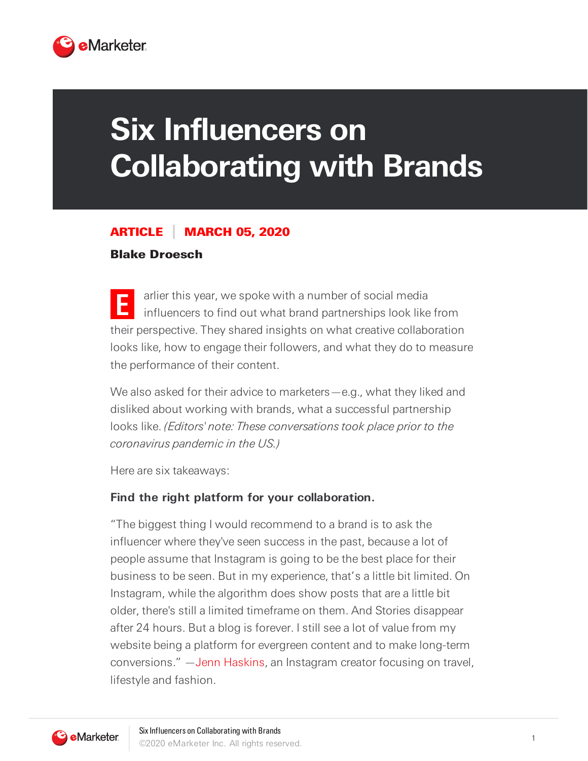# Six Influencers on Collaborating with Brands

**ARTICLE | MARCH 05, 2020**

**Blake Droesch**

Earlier this year, we spoke with a number of social media influencers to find out what brand partnerships look like from their perspective. They shared insights on what creative collaboration looks like, how to engage their followers, and what they do to measure the performance of their content.

We also asked for their advice to marketers—e.g., what they liked and disliked about working with brands, what a successful partnership looks like. *(Editors' note: These conversations took place prior to the coronavirus pandemic in the US.)*

Here are six takeaways:

**Find the right platform for your collaboration.**

"The biggest thing I would recommend to a brand is to ask the influencer where they've seen success in the past, because a lot of people assume that Instagram is going to be the best place for their business to be seen. But in my experience, that's a little bit limited. On Instagram, while the algorithm does show posts that are a little bit older, there's still a limited timeframe on them. And Stories disappear after 24 hours. But a blog is forever. I still see a lot of value from my website being a platform for evergreen content and to make long-term conversions." —Jenn Haskins, an Instagram creator focusing on travel, lifestyle and fashion.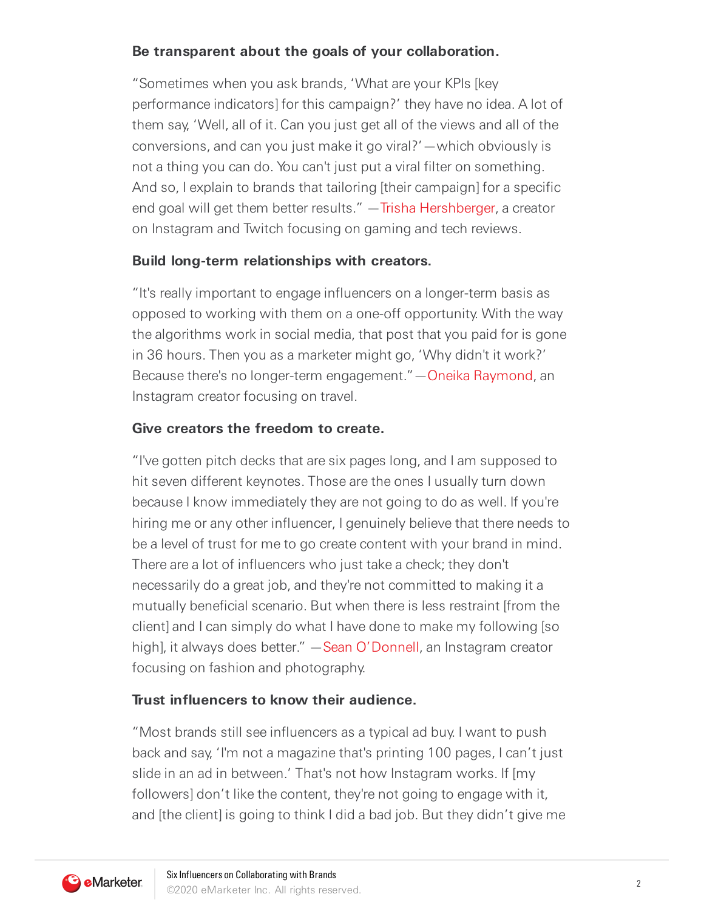**Be transparent about the goals of your collaboration.**

"Sometimes when you ask brands, 'What are your KPIs [key performance indicators] for this campaign?' they have no idea. A lot of them say, 'Well, all of it. Can you just get all of the views and all of the conversions, and can you just make it go viral?'—which obviously is not a thing you can do. You can't just put a viral filter on something. And so, I explain to brands that tailoring [their campaign] for a specific end goal will get them better results." —Trisha Hershberger, a creator on Instagram and Twitch focusing on gaming and tech reviews.

**Build long-term relationships with creators.**

"It's really important to engage influencers on a longer-term basis as opposed to working with them on a one-off opportunity. With the way the algorithms work in social media, that post that you paid for is gone in 36 hours. Then you as a marketer might go, 'Why didn't it work?' Because there's no longer-term engagement." —Oneika Raymond, an Instagram creator focusing on travel.

**Give creators the freedom to create.**

"I've gotten pitch decks that are six pages long, and I am supposed to hit seven different keynotes. Those are the ones I usually turn down because I know immediately they are not going to do as well. If you're hiring me or any other influencer, I genuinely believe that there needs to be a level of trust for me to go create content with your brand in mind. There are a lot of influencers who just take a check; they don't necessarily do a great job, and they're not committed to making it a mutually beneficial scenario. But when there is less restraint [from the client] and I can simply do what I have done to make my following [so high], it always does better." —Sean O'Donnell, an Instagram creator focusing on fashion and photography.

**Trust influencers to know their audience.**

"Most brands still see influencers as a typical ad buy. I want to push back and say, 'I'm not a magazine that's printing 100 pages, I can't just slide in an ad in between.' That's not how Instagram works. If [my followers] don't like the content, they're not going to engage with it, and [the client] is going to think I did a bad job. But they didn't give me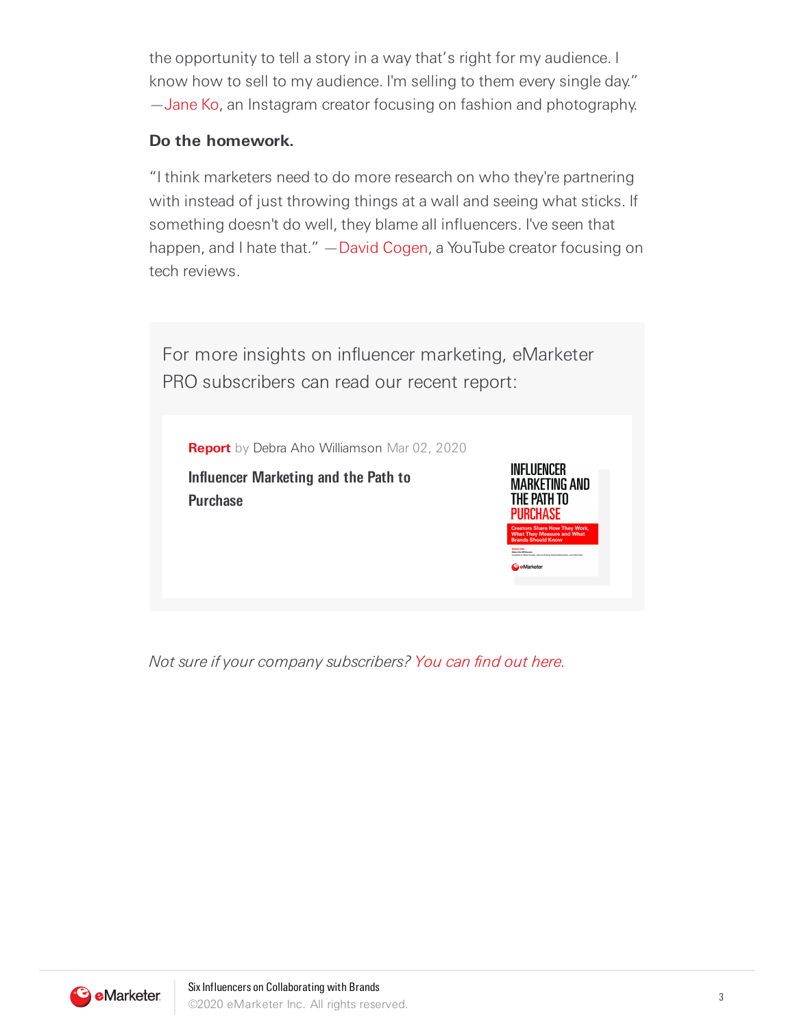the opportunity to tell a story in a way that's right for my audience. I know how to sell to my audience. I'm selling to them every single day." —Jane Ko, an Instagram creator focusing on fashion and photography.

**Do the homework.**

"I think marketers need to do more research on who they're partnering with instead of just throwing things at a wall and seeing what sticks. If something doesn't do well, they blame all influencers. I've seen that happen, and I hate that." —David Cogen, a YouTube creator focusing on tech reviews.

For more insights on influencer marketing, eMarketer PRO subscribers can read our recent report:

**Report** by Debra Aho Williamson Mar 02, 2020

**Influencer Marketing and the Path to Purchase**

*Not sure if your company subscribers? You can find out here.*